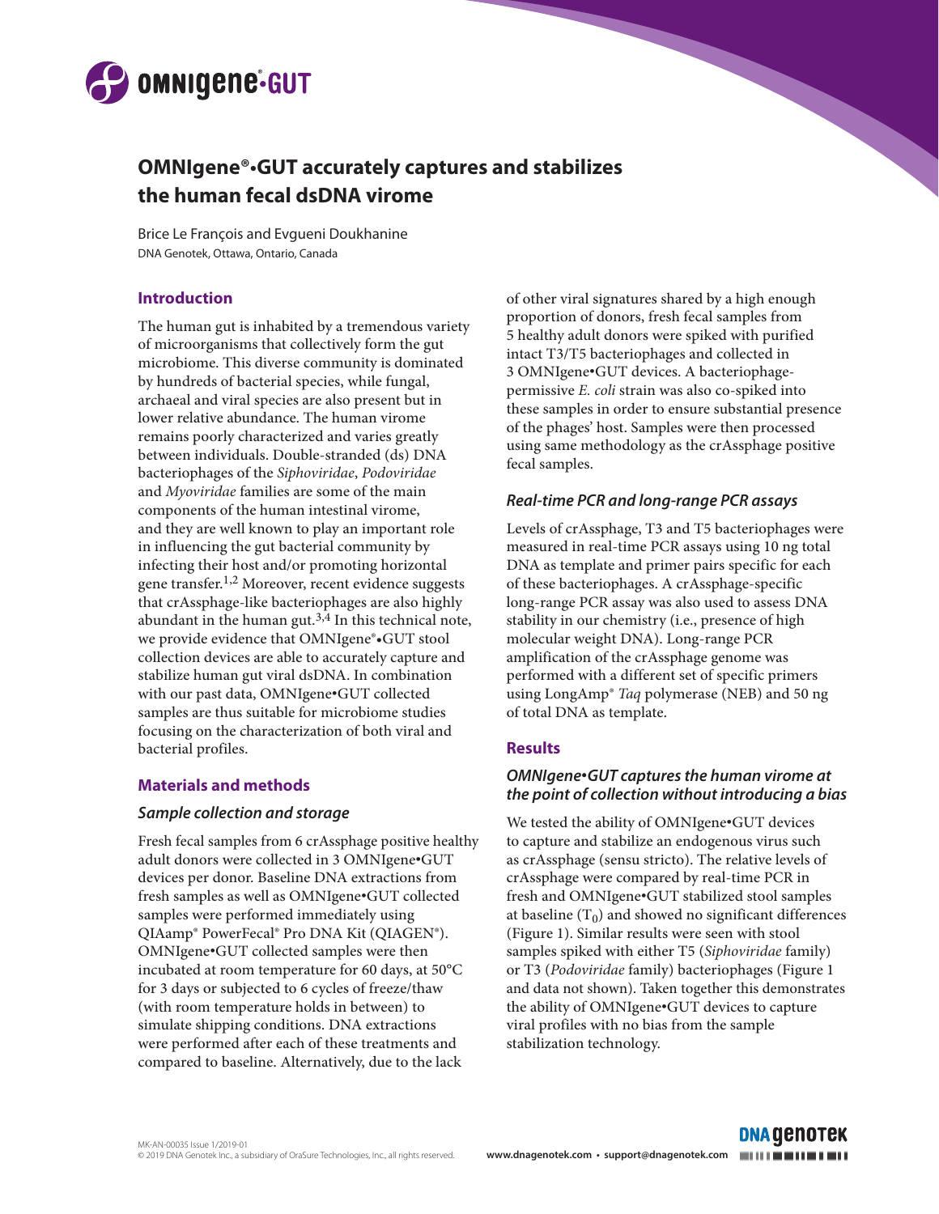# OMNIgene®•GUT accurately captures and stabilizes the human fecal dsDNA virome

Brice Le François and Evgueni Doukhanine

DNA Genotek, Ottawa, Ontario, Canada

## Introduction

The human gut is inhabited by a tremendous variety of microorganisms that collectively form the gut microbiome. This diverse community is dominated by hundreds of bacterial species, while fungal, archaeal and viral species are also present but in lower relative abundance. The human virome remains poorly characterized and varies greatly between individuals. Double-stranded (ds) DNA bacteriophages of the *Siphoviridae*, *Podoviridae* and *Myoviridae* families are some of the main components of the human intestinal virome, and they are well known to play an important role in influencing the gut bacterial community by infecting their host and/or promoting horizontal gene transfer.[1,2] Moreover, recent evidence suggests that crAssphage-like bacteriophages are also highly abundant in the human gut.[3,4] In this technical note, we provide evidence that OMNIgene®•GUT stool collection devices are able to accurately capture and stabilize human gut viral dsDNA. In combination with our past data, OMNIgene•GUT collected samples are thus suitable for microbiome studies focusing on the characterization of both viral and bacterial profiles.

## Materials and methods

### Sample collection and storage

Fresh fecal samples from 6 crAssphage positive healthy adult donors were collected in 3 OMNIgene•GUT devices per donor. Baseline DNA extractions from fresh samples as well as OMNIgene•GUT collected samples were performed immediately using QIAamp® PowerFecal® Pro DNA Kit (QIAGEN®). OMNIgene•GUT collected samples were then incubated at room temperature for 60 days, at 50°C for 3 days or subjected to 6 cycles of freeze/thaw (with room temperature holds in between) to simulate shipping conditions. DNA extractions were performed after each of these treatments and compared to baseline. Alternatively, due to the lack of other viral signatures shared by a high enough proportion of donors, fresh fecal samples from 5 healthy adult donors were spiked with purified intact T3/T5 bacteriophages and collected in 3 OMNIgene•GUT devices. A bacteriophage-permissive *E. coli* strain was also co-spiked into these samples in order to ensure substantial presence of the phages' host. Samples were then processed using same methodology as the crAssphage positive fecal samples.

### Real-time PCR and long-range PCR assays

Levels of crAssphage, T3 and T5 bacteriophages were measured in real-time PCR assays using 10 ng total DNA as template and primer pairs specific for each of these bacteriophages. A crAssphage-specific long-range PCR assay was also used to assess DNA stability in our chemistry (i.e., presence of high molecular weight DNA). Long-range PCR amplification of the crAssphage genome was performed with a different set of specific primers using LongAmp® *Taq* polymerase (NEB) and 50 ng of total DNA as template.

## Results

### OMNIgene•GUT captures the human virome at the point of collection without introducing a bias

We tested the ability of OMNIgene•GUT devices to capture and stabilize an endogenous virus such as crAssphage (sensu stricto). The relative levels of crAssphage were compared by real-time PCR in fresh and OMNIgene•GUT stabilized stool samples at baseline ($T_0$) and showed no significant differences (Figure 1). Similar results were seen with stool samples spiked with either T5 (*Siphoviridae* family) or T3 (*Podoviridae* family) bacteriophages (Figure 1 and data not shown). Taken together this demonstrates the ability of OMNIgene•GUT devices to capture viral profiles with no bias from the sample stabilization technology.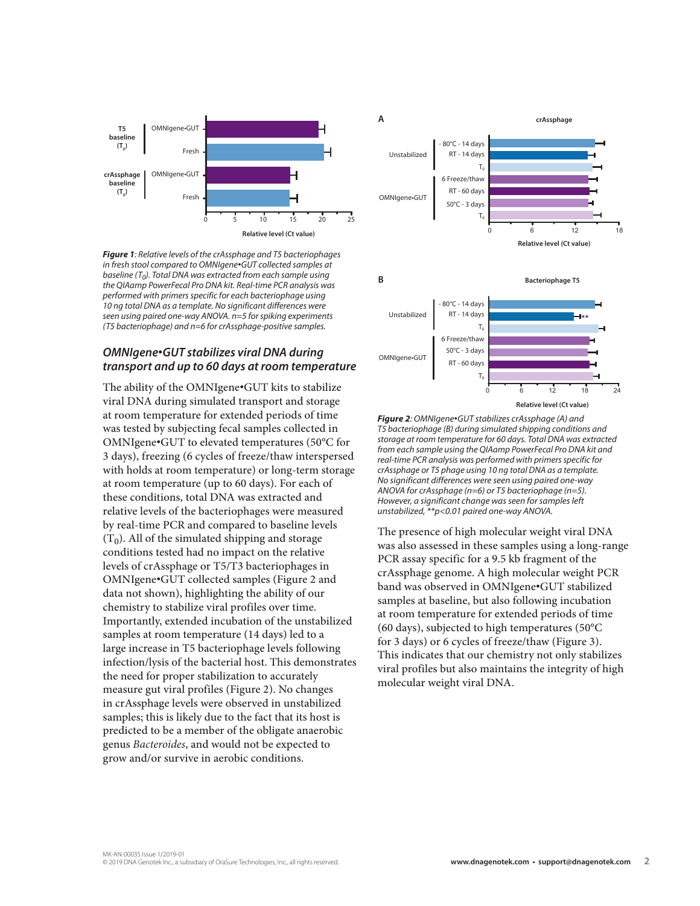***Figure 1**: Relative levels of the crAssphage and T5 bacteriophages in fresh stool compared to OMNIgene•GUT collected samples at baseline ($T_0$). Total DNA was extracted from each sample using the QIAmp PowerFecal Pro DNA kit. Real-time PCR analysis was performed with primers specific for each bacteriophage using 10 ng total DNA as a template. No significant differences were seen using paired one-way ANOVA. n=5 for spiking experiments (T5 bacteriophage) and n=6 for crAssphage-positive samples.*

## OMNIgene•GUT stabilizes viral DNA during transport and up to 60 days at room temperature

The ability of the OMNIgene•GUT kits to stabilize viral DNA during simulated transport and storage at room temperature for extended periods of time was tested by subjecting fecal samples collected in OMNIgene•GUT to elevated temperatures (50°C for 3 days), freezing (6 cycles of freeze/thaw interspersed with holds at room temperature) or long-term storage at room temperature (up to 60 days). For each of these conditions, total DNA was extracted and relative levels of the bacteriophages were measured by real-time PCR and compared to baseline levels ($T_0$). All of the simulated shipping and storage conditions tested had no impact on the relative levels of crAssphage or T5/T3 bacteriophages in OMNIgene•GUT collected samples (Figure 2 and data not shown), highlighting the ability of our chemistry to stabilize viral profiles over time. Importantly, extended incubation of the unstabilized samples at room temperature (14 days) led to a large increase in T5 bacteriophage levels following infection/lysis of the bacterial host. This demonstrates the need for proper stabilization to accurately measure gut viral profiles (Figure 2). No changes in crAssphage levels were observed in unstabilized samples; this is likely due to the fact that its host is predicted to be a member of the obligate anaerobic genus *Bacteroides*, and would not be expected to grow and/or survive in aerobic conditions.

***Figure 2**: OMNIgene•GUT stabilizes crAssphage (A) and T5 bacteriophage (B) during simulated shipping conditions and storage at room temperature for 60 days. Total DNA was extracted from each sample using the QIAamp PowerFecal Pro DNA kit and real-time PCR analysis was performed with primers specific for crAssphage or T5 phage using 10 ng total DNA as a template. No significant differences were seen using paired one-way ANOVA for crAssphage (n=6) or T5 bacteriophage (n=5). However, a significant change was seen for samples left unstabilized, \*\*p<0.01 paired one-way ANOVA.*

The presence of high molecular weight viral DNA was also assessed in these samples using a long-range PCR assay specific for a 9.5 kb fragment of the crAssphage genome. A high molecular weight PCR band was observed in OMNIgene•GUT stabilized samples at baseline, but also following incubation at room temperature for extended periods of time (60 days), subjected to high temperatures (50°C for 3 days) or 6 cycles of freeze/thaw (Figure 3). This indicates that our chemistry not only stabilizes viral profiles but also maintains the integrity of high molecular weight viral DNA.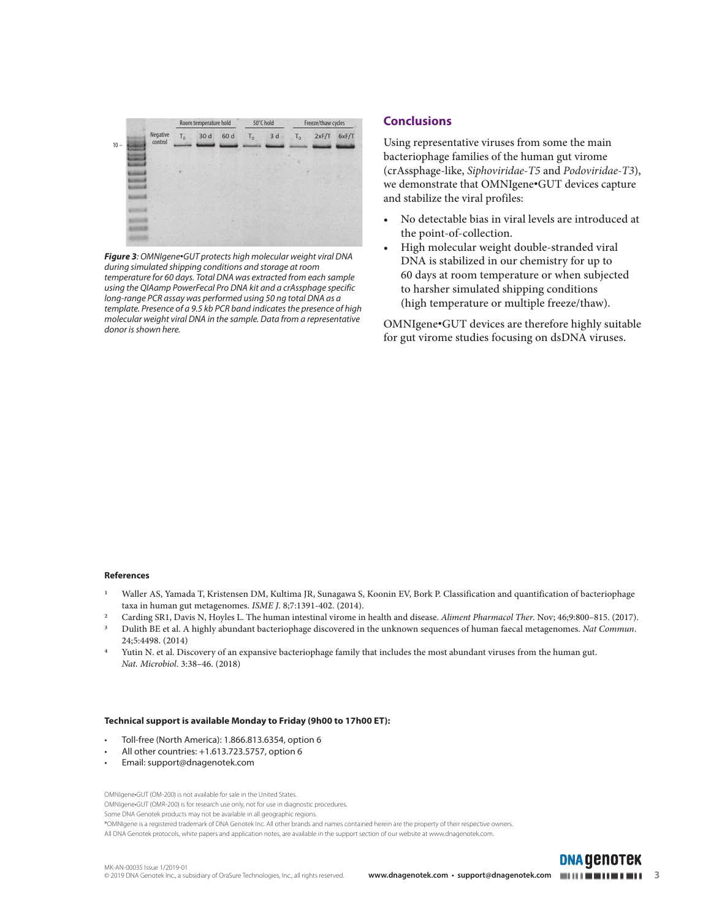Room temperature hold
50°C hold
Freeze/thaw cycles
10 –
Negative control
$T_0$
30 d
60 d
$T_0$
3 d
$T_0$
2xF/T
6xF/T

***Figure 3****: OMNIgene•GUT protects high molecular weight viral DNA during simulated shipping conditions and storage at room temperature for 60 days. Total DNA was extracted from each sample using the QIAamp PowerFecal Pro DNA kit and a crAssphage specific long-range PCR assay was performed using 50 ng total DNA as a template. Presence of a 9.5 kb PCR band indicates the presence of high molecular weight viral DNA in the sample. Data from a representative donor is shown here.*

## Conclusions

Using representative viruses from some the main bacteriophage families of the human gut virome (crAssphage-like, *Siphoviridae-T5* and *Podoviridae-T3*), we demonstrate that OMNIgene•GUT devices capture and stabilize the viral profiles:

- No detectable bias in viral levels are introduced at the point-of-collection.
- High molecular weight double-stranded viral DNA is stabilized in our chemistry for up to 60 days at room temperature or when subjected to harsher simulated shipping conditions (high temperature or multiple freeze/thaw).

OMNIgene•GUT devices are therefore highly suitable for gut virome studies focusing on dsDNA viruses.

#### References

1. Waller AS, Yamada T, Kristensen DM, Kultima JR, Sunagawa S, Koonin EV, Bork P. Classification and quantification of bacteriophage taxa in human gut metagenomes. *ISME J.* 8;7:1391-402. (2014).
2. Carding SR1, Davis N, Hoyles L. The human intestinal virome in health and disease. *Aliment Pharmacol Ther*. Nov; 46;9:800–815. (2017).
3. Dulith BE et al. A highly abundant bacteriophage discovered in the unknown sequences of human faecal metagenomes. *Nat Commun*. 24;5:4498. (2014)
4. Yutin N. et al. Discovery of an expansive bacteriophage family that includes the most abundant viruses from the human gut. *Nat. Microbiol*. 3:38–46. (2018)

**Technical support is available Monday to Friday (9h00 to 17h00 ET):**

- Toll-free (North America): 1.866.813.6354, option 6
- All other countries: +1.613.723.5757, option 6
- Email: support@dnagenotek.com

OMNIgene•GUT (OM-200) is not available for sale in the United States.
OMNIgene•GUT (OMR-200) is for research use only, not for use in diagnostic procedures.
Some DNA Genotek products may not be available in all geographic regions.
®OMNIgene is a registered trademark of DNA Genotek Inc. All other brands and names contained herein are the property of their respective owners.
All DNA Genotek protocols, white papers and application notes, are available in the support section of our website at www.dnagenotek.com.

MK-AN-00035 Issue 1/2019-01
© 2019 DNA Genotek Inc., a subsidiary of OraSure Technologies, Inc., all rights reserved.